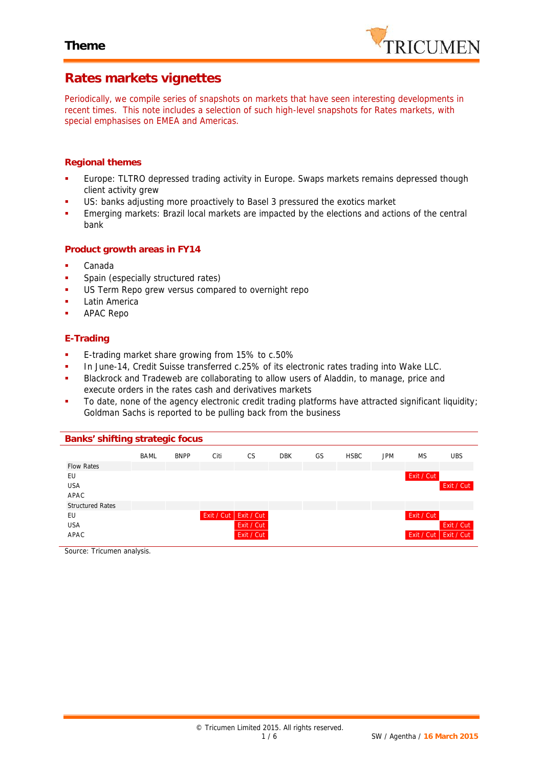# Theme

## Rates markets vignettes

Periodically, we compile series of snapshots on markets that have seen interesting developments in recent times. This note includes a selection of such high-level snapshots for Rates markets, with special emphasises on EMEA and Americas.

### Regional themes

- Europe: TLTRO depressed trading activity in Europe. Swaps markets remains depressed though client activity grew
- US: banks adjusting more proactively to Basel 3 pressured the exotics market
- Emerging markets: Brazil local markets are impacted by the elections and actions of the central bank

### Product growth areas in FY14

- Canada
- Spain (especially structured rates)
- US Term Repo grew versus compared to overnight repo
- Latin America
- APAC Repo

### E-Trading

- E-trading market share growing from 15% to c.50%
- In June-14, Credit Suisse transferred c.25% of its electronic rates trading into Wake LLC.
- Blackrock and Tradeweb are collaborating to allow users of Aladdin, to manage, price and execute orders in the rates cash and derivatives markets
- To date, none of the agency electronic credit trading platforms have attracted significant liquidity; Goldman Sachs is reported to be pulling back from the business

### Banks' shifting strategic focus

| | BAML | BNPP | Citi | CS | DBK | GS | HSBC | JPM | MS | UBS |
|---|---|---|---|---|---|---|---|---|---|---|
| Flow Rates | | | | | | | | | | |
| EU | | | | | | | | | Exit / Cut | |
| USA | | | | | | | | | | Exit / Cut |
| APAC | | | | | | | | | | |
| Structured Rates | | | | | | | | | | |
| EU | | | Exit / Cut | Exit / Cut | | | | | Exit / Cut | |
| USA | | | | Exit / Cut | | | | | | Exit / Cut |
| APAC | | | | Exit / Cut | | | | | Exit / Cut | Exit / Cut |

Source: Tricumen analysis.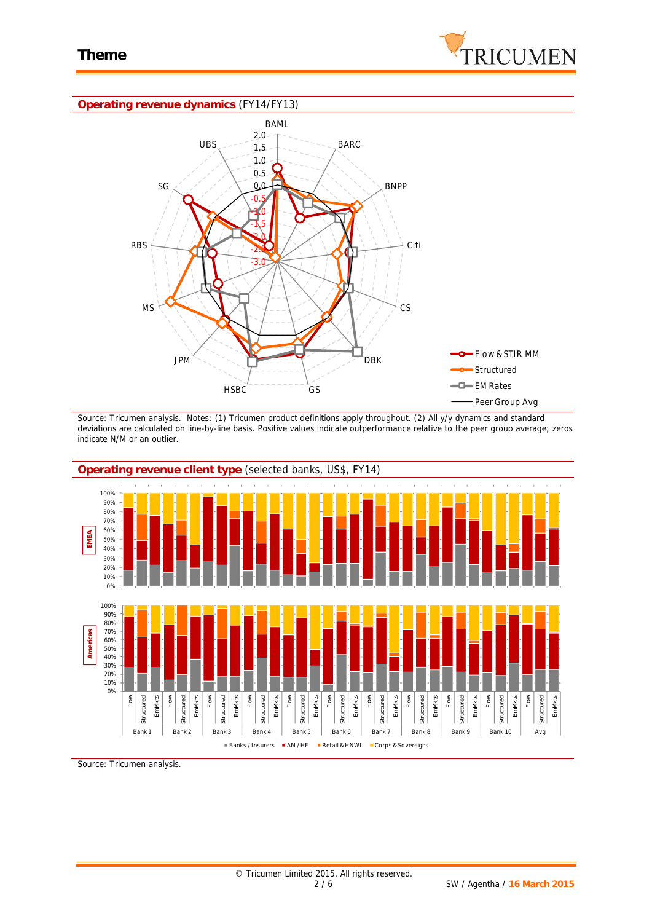# Theme

## Operating revenue dynamics (FY14/FY13)

Source: Tricumen analysis. Notes: (1) Tricumen product definitions apply throughout. (2) All y/y dynamics and standard deviations are calculated on line-by-line basis. Positive values indicate outperformance relative to the peer group average; zeros indicate N/M or an outlier.

## Operating revenue client type (selected banks, US$, FY14)

Source: Tricumen analysis.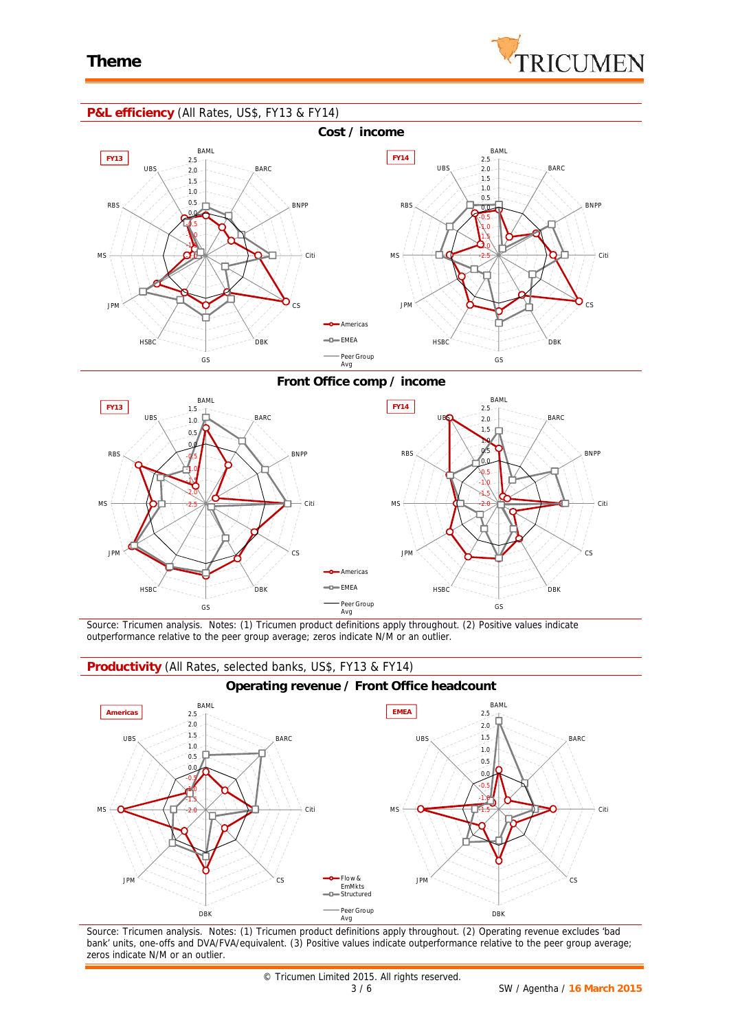# Theme

## P&L efficiency (All Rates, US$, FY13 & FY14)

### Cost / income

FY13

FY14

Americas

EMEA

Peer Group Avg

### Front Office comp / income

FY13

FY14

Americas

EMEA

Peer Group Avg

Source: Tricumen analysis. Notes: (1) Tricumen product definitions apply throughout. (2) Positive values indicate outperformance relative to the peer group average; zeros indicate N/M or an outlier.

## Productivity (All Rates, selected banks, US$, FY13 & FY14)

### Operating revenue / Front Office headcount

Americas

EMEA

Flow & EmMkts

Structured

Peer Group Avg

Source: Tricumen analysis. Notes: (1) Tricumen product definitions apply throughout. (2) Operating revenue excludes 'bad bank' units, one-offs and DVA/FVA/equivalent. (3) Positive values indicate outperformance relative to the peer group average; zeros indicate N/M or an outlier.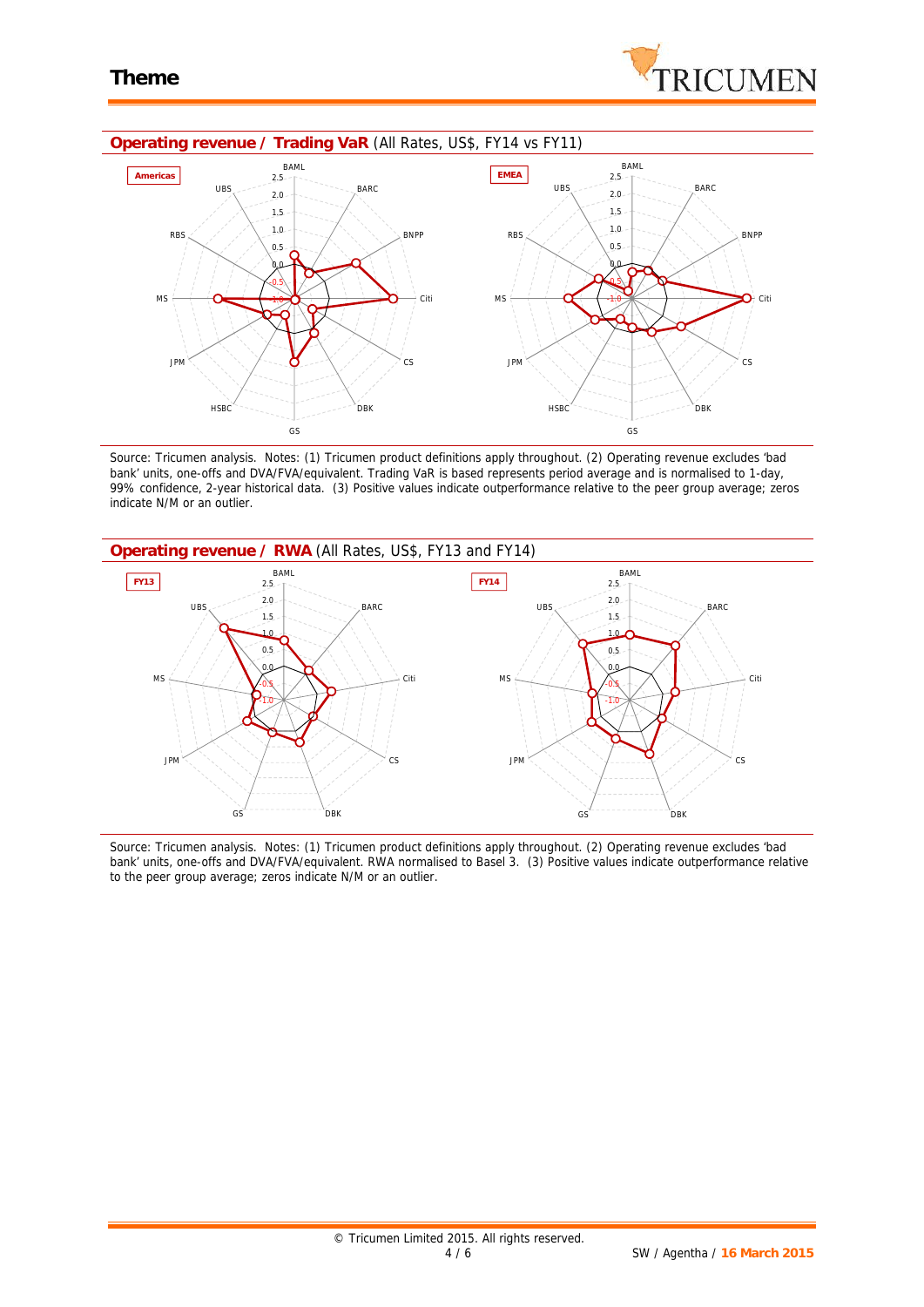## Operating revenue / Trading VaR (All Rates, US$, FY14 vs FY11)

Americas

BAML, BARC, BNPP, Citi, CS, DBK, GS, HSBC, JPM, MS, RBS, UBS

2.5, 2.0, 1.5, 1.0, 0.5, 0.0, -0.5, -1.0

EMEA

BAML, BARC, BNPP, Citi, CS, DBK, GS, HSBC, JPM, MS, RBS, UBS

2.5, 2.0, 1.5, 1.0, 0.5, 0.0, -0.5, -1.0

Source: Tricumen analysis. Notes: (1) Tricumen product definitions apply throughout. (2) Operating revenue excludes 'bad bank' units, one-offs and DVA/FVA/equivalent. Trading VaR is based represents period average and is normalised to 1-day, 99% confidence, 2-year historical data. (3) Positive values indicate outperformance relative to the peer group average; zeros indicate N/M or an outlier.

## Operating revenue / RWA (All Rates, US$, FY13 and FY14)

FY13

BAML, BARC, Citi, CS, DBK, GS, JPM, MS, UBS

2.5, 2.0, 1.5, 1.0, 0.5, 0.0, -0.5, -1.0

FY14

BAML, BARC, Citi, CS, DBK, GS, JPM, MS, UBS

2.5, 2.0, 1.5, 1.0, 0.5, 0.0, -0.5, -1.0

Source: Tricumen analysis. Notes: (1) Tricumen product definitions apply throughout. (2) Operating revenue excludes 'bad bank' units, one-offs and DVA/FVA/equivalent. RWA normalised to Basel 3. (3) Positive values indicate outperformance relative to the peer group average; zeros indicate N/M or an outlier.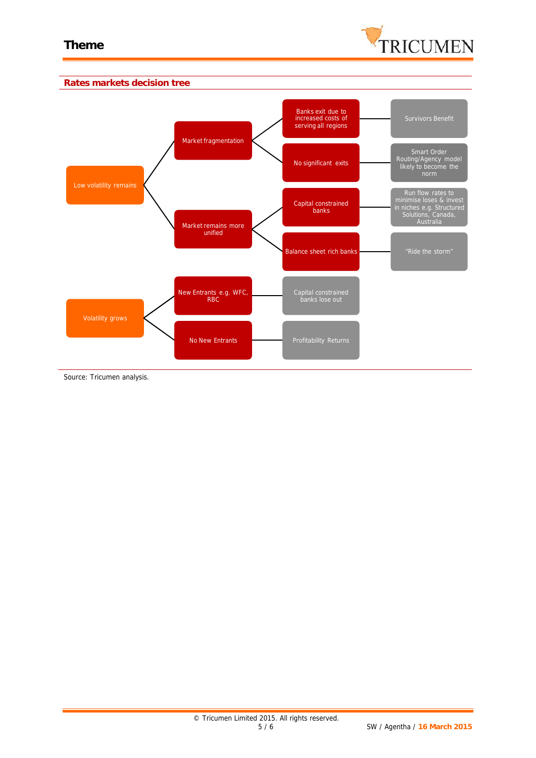## Rates markets decision tree

- Low volatility remains
  - Market fragmentation
    - Banks exit due to increased costs of serving all regions
      - Survivors Benefit
    - No significant exits
      - Smart Order Routing/Agency model likely to become the norm
  - Market remains more unified
    - Capital constrained banks
      - Run flow rates to minimise loses & invest in niches e.g. Structured Solutions, Canada, Australia
    - Balance sheet rich banks
      - "Ride the storm"
- Volatility grows
  - New Entrants e.g. WFC, RBC
    - Capital constrained banks lose out
  - No New Entrants
    - Profitability Returns

Source: Tricumen analysis.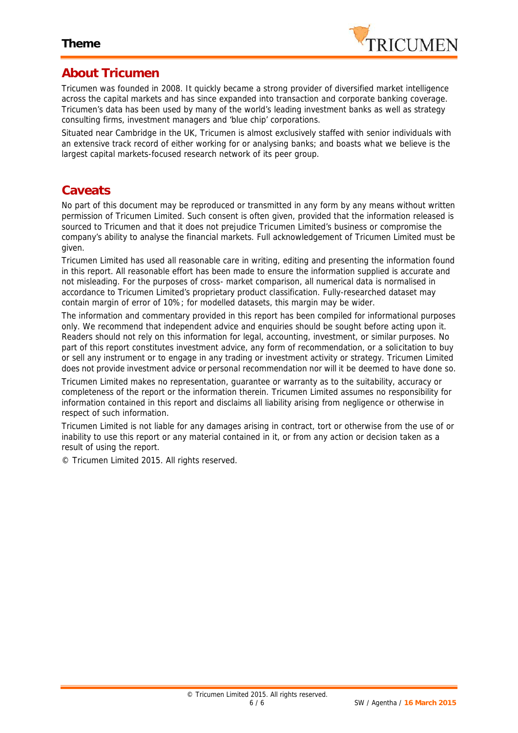## About Tricumen

Tricumen was founded in 2008. It quickly became a strong provider of diversified market intelligence across the capital markets and has since expanded into transaction and corporate banking coverage. Tricumen's data has been used by many of the world's leading investment banks as well as strategy consulting firms, investment managers and 'blue chip' corporations.

Situated near Cambridge in the UK, Tricumen is almost exclusively staffed with senior individuals with an extensive track record of either working for or analysing banks; and boasts what we believe is the largest capital markets-focused research network of its peer group.

## Caveats

No part of this document may be reproduced or transmitted in any form by any means without written permission of Tricumen Limited. Such consent is often given, provided that the information released is sourced to Tricumen and that it does not prejudice Tricumen Limited's business or compromise the company's ability to analyse the financial markets. Full acknowledgement of Tricumen Limited must be given.

Tricumen Limited has used all reasonable care in writing, editing and presenting the information found in this report. All reasonable effort has been made to ensure the information supplied is accurate and not misleading. For the purposes of cross- market comparison, all numerical data is normalised in accordance to Tricumen Limited's proprietary product classification. Fully-researched dataset may contain margin of error of 10%; for modelled datasets, this margin may be wider.

The information and commentary provided in this report has been compiled for informational purposes only. We recommend that independent advice and enquiries should be sought before acting upon it. Readers should not rely on this information for legal, accounting, investment, or similar purposes. No part of this report constitutes investment advice, any form of recommendation, or a solicitation to buy or sell any instrument or to engage in any trading or investment activity or strategy. Tricumen Limited does not provide investment advice or personal recommendation nor will it be deemed to have done so.

Tricumen Limited makes no representation, guarantee or warranty as to the suitability, accuracy or completeness of the report or the information therein. Tricumen Limited assumes no responsibility for information contained in this report and disclaims all liability arising from negligence or otherwise in respect of such information.

Tricumen Limited is not liable for any damages arising in contract, tort or otherwise from the use of or inability to use this report or any material contained in it, or from any action or decision taken as a result of using the report.

© Tricumen Limited 2015. All rights reserved.